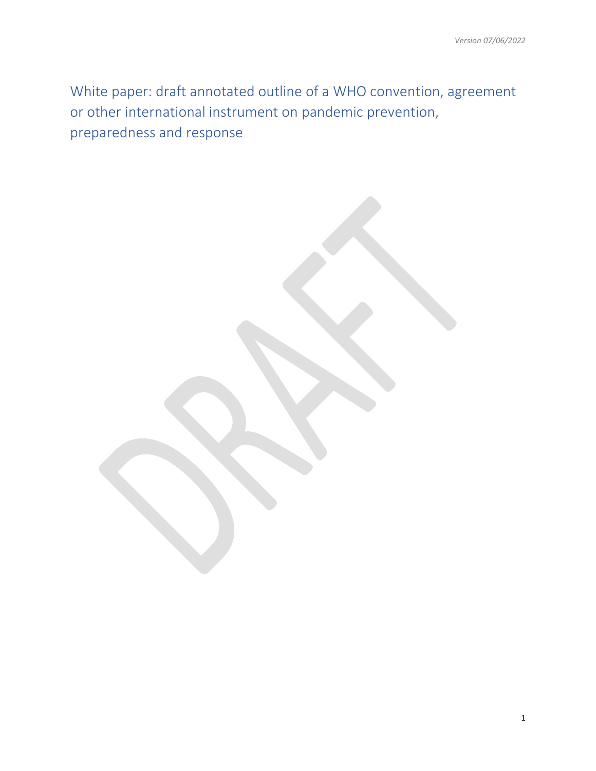*Version 07/06/2022*

# White paper: draft annotated outline of a WHO convention, agreement or other international instrument on pandemic prevention, preparedness and response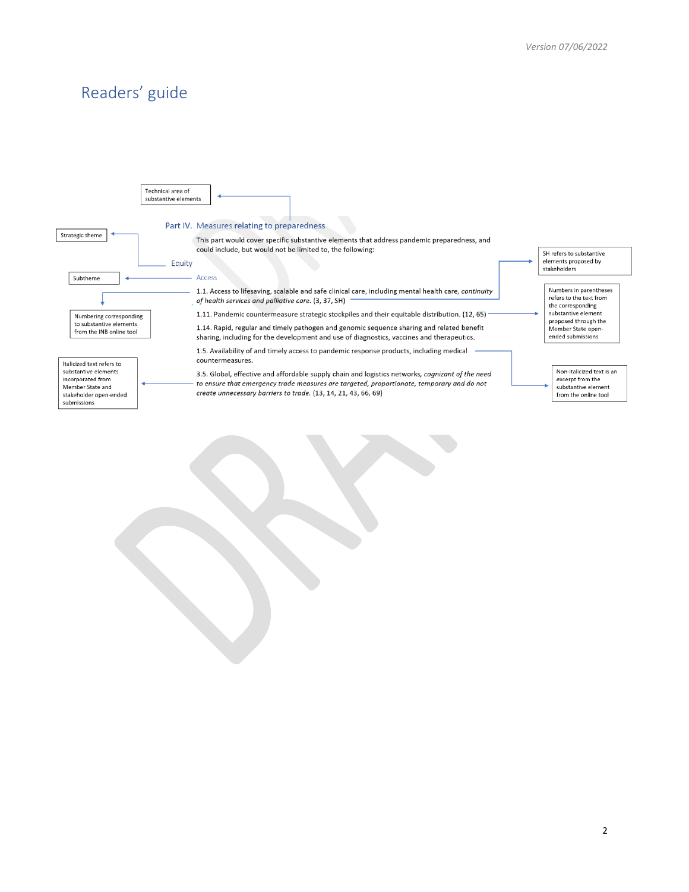# Readers' guide

Technical area of substantive elements

Strategic theme

Subtheme

Numbering corresponding to substantive elements from the INB online tool

Italicized text refers to substantive elements incorporated from Member State and stakeholder open-ended submissions

SH refers to substantive elements proposed by stakeholders

Numbers in parentheses refers to the text from the corresponding substantive element proposed through the Member State open-ended submissions

Non-italicized text is an excerpt from the substantive element from the online tool

## Part IV. Measures relating to preparedness

This part would cover specific substantive elements that address pandemic preparedness, and could include, but would not be limited to, the following:

### Equity

#### Access

1.1. Access to lifesaving, scalable and safe clinical care, including mental health care, *continuity of health services and palliative care.* (3, 37, SH)

1.11. Pandemic countermeasure strategic stockpiles and their equitable distribution. (12, 65)

1.14. Rapid, regular and timely pathogen and genomic sequence sharing and related benefit sharing, including for the development and use of diagnostics, vaccines and therapeutics.

1.5. Availability of and timely access to pandemic response products, including medical countermeasures.

3.5. Global, effective and affordable supply chain and logistics networks, *cognizant of the need to ensure that emergency trade measures are targeted, proportionate, temporary and do not create unnecessary barriers to trade.* (13, 14, 21, 43, 66, 69)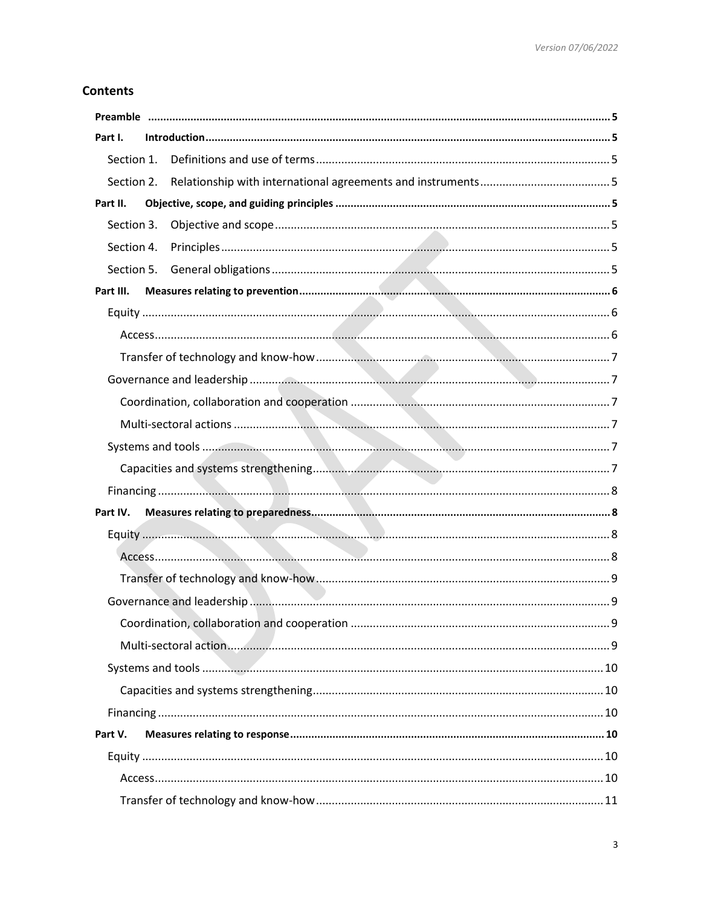## Contents

- **Preamble** ....... 5
- **Part I. Introduction** ....... 5
  - Section 1. Definitions and use of terms ....... 5
  - Section 2. Relationship with international agreements and instruments ....... 5
- **Part II. Objective, scope, and guiding principles** ....... 5
  - Section 3. Objective and scope ....... 5
  - Section 4. Principles ....... 5
  - Section 5. General obligations ....... 5
- **Part III. Measures relating to prevention** ....... 6
  - Equity ....... 6
    - Access ....... 6
    - Transfer of technology and know-how ....... 7
  - Governance and leadership ....... 7
    - Coordination, collaboration and cooperation ....... 7
    - Multi-sectoral actions ....... 7
  - Systems and tools ....... 7
    - Capacities and systems strengthening ....... 7
  - Financing ....... 8
- **Part IV. Measures relating to preparedness** ....... 8
  - Equity ....... 8
    - Access ....... 8
    - Transfer of technology and know-how ....... 9
  - Governance and leadership ....... 9
    - Coordination, collaboration and cooperation ....... 9
    - Multi-sectoral action ....... 9
  - Systems and tools ....... 10
    - Capacities and systems strengthening ....... 10
  - Financing ....... 10
- **Part V. Measures relating to response** ....... 10
  - Equity ....... 10
    - Access ....... 10
    - Transfer of technology and know-how ....... 11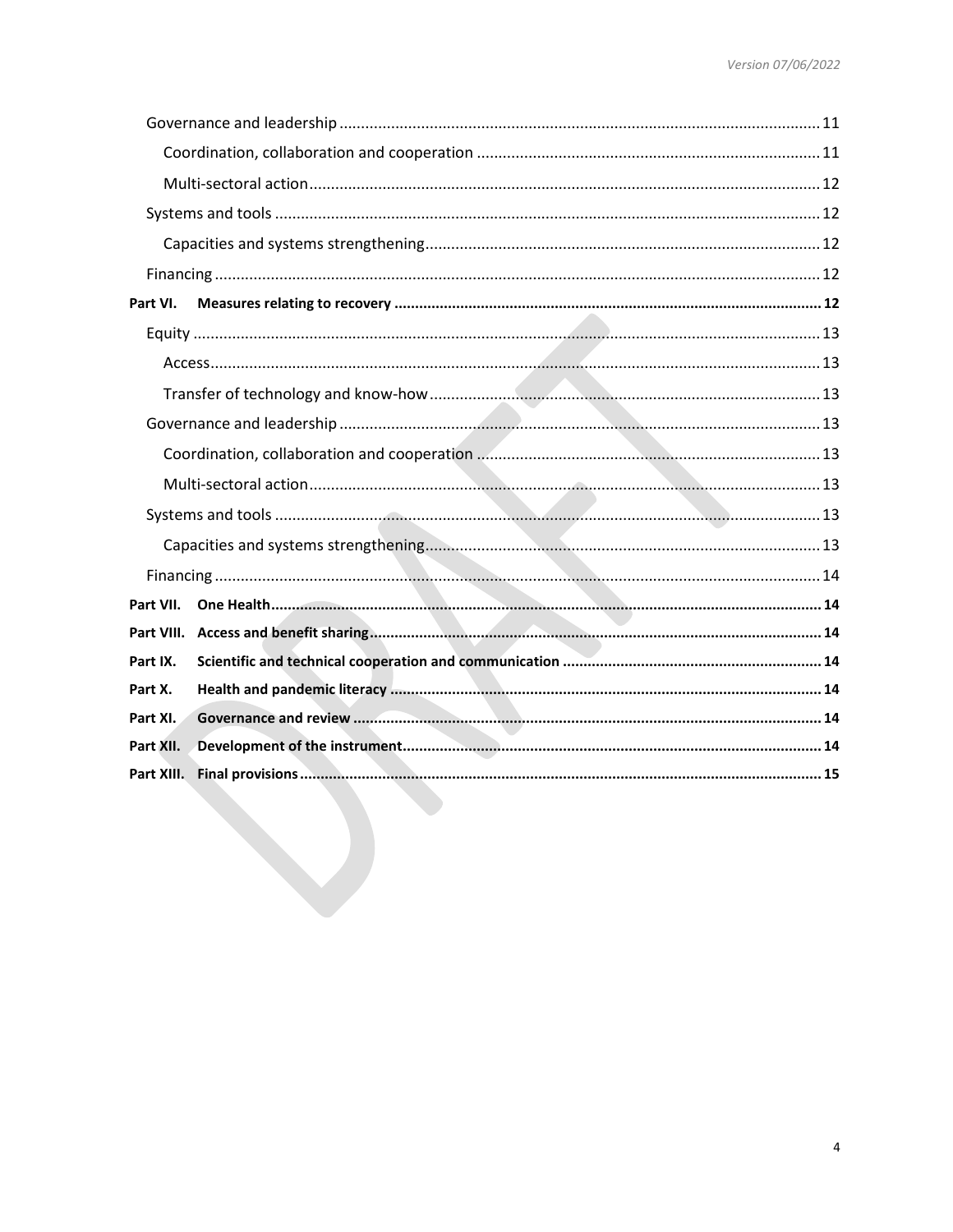- Governance and leadership ... 11
  - Coordination, collaboration and cooperation ... 11
  - Multi-sectoral action ... 12
- Systems and tools ... 12
  - Capacities and systems strengthening ... 12
- Financing ... 12

**Part VI. Measures relating to recovery ... 12**

- Equity ... 13
  - Access ... 13
  - Transfer of technology and know-how ... 13
- Governance and leadership ... 13
  - Coordination, collaboration and cooperation ... 13
  - Multi-sectoral action ... 13
- Systems and tools ... 13
  - Capacities and systems strengthening ... 13
- Financing ... 14

**Part VII. One Health ... 14**

**Part VIII. Access and benefit sharing ... 14**

**Part IX. Scientific and technical cooperation and communication ... 14**

**Part X. Health and pandemic literacy ... 14**

**Part XI. Governance and review ... 14**

**Part XII. Development of the instrument ... 14**

**Part XIII. Final provisions ... 15**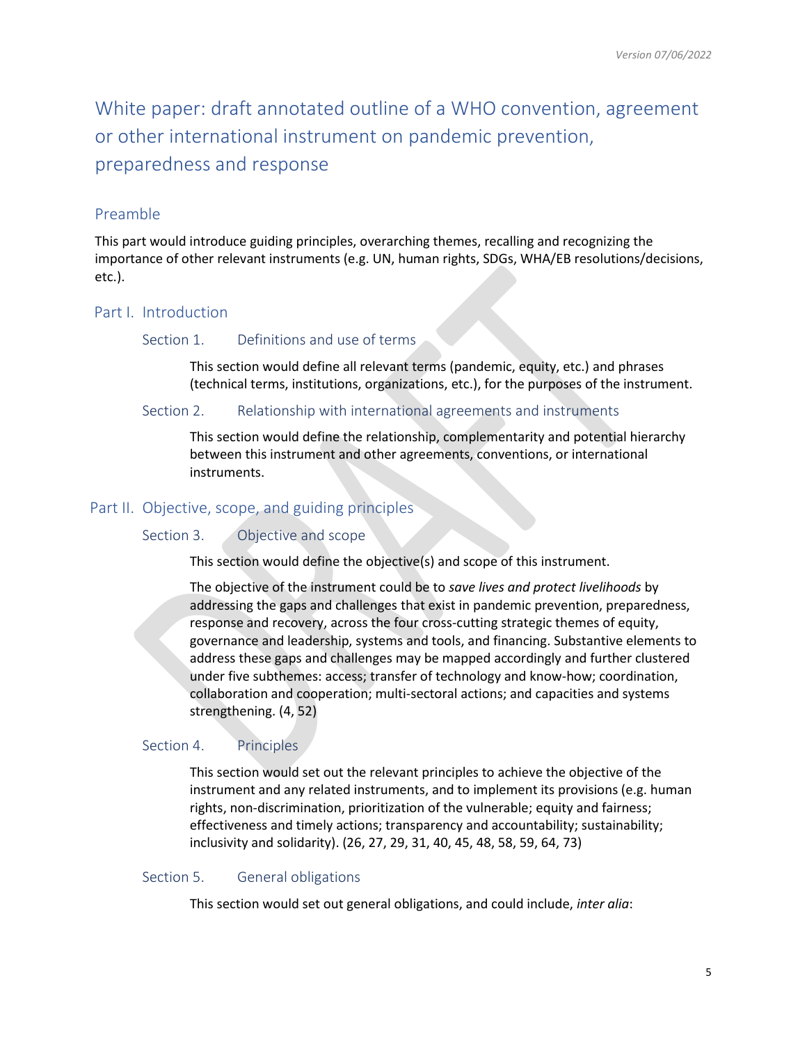# White paper: draft annotated outline of a WHO convention, agreement or other international instrument on pandemic prevention, preparedness and response

## Preamble

This part would introduce guiding principles, overarching themes, recalling and recognizing the importance of other relevant instruments (e.g. UN, human rights, SDGs, WHA/EB resolutions/decisions, etc.).

## Part I. Introduction

### Section 1. Definitions and use of terms

This section would define all relevant terms (pandemic, equity, etc.) and phrases (technical terms, institutions, organizations, etc.), for the purposes of the instrument.

### Section 2. Relationship with international agreements and instruments

This section would define the relationship, complementarity and potential hierarchy between this instrument and other agreements, conventions, or international instruments.

## Part II. Objective, scope, and guiding principles

### Section 3. Objective and scope

This section would define the objective(s) and scope of this instrument.

The objective of the instrument could be to *save lives and protect livelihoods* by addressing the gaps and challenges that exist in pandemic prevention, preparedness, response and recovery, across the four cross-cutting strategic themes of equity, governance and leadership, systems and tools, and financing. Substantive elements to address these gaps and challenges may be mapped accordingly and further clustered under five subthemes: access; transfer of technology and know-how; coordination, collaboration and cooperation; multi-sectoral actions; and capacities and systems strengthening. (4, 52)

### Section 4. Principles

This section would set out the relevant principles to achieve the objective of the instrument and any related instruments, and to implement its provisions (e.g. human rights, non-discrimination, prioritization of the vulnerable; equity and fairness; effectiveness and timely actions; transparency and accountability; sustainability; inclusivity and solidarity). (26, 27, 29, 31, 40, 45, 48, 58, 59, 64, 73)

### Section 5. General obligations

This section would set out general obligations, and could include, *inter alia*: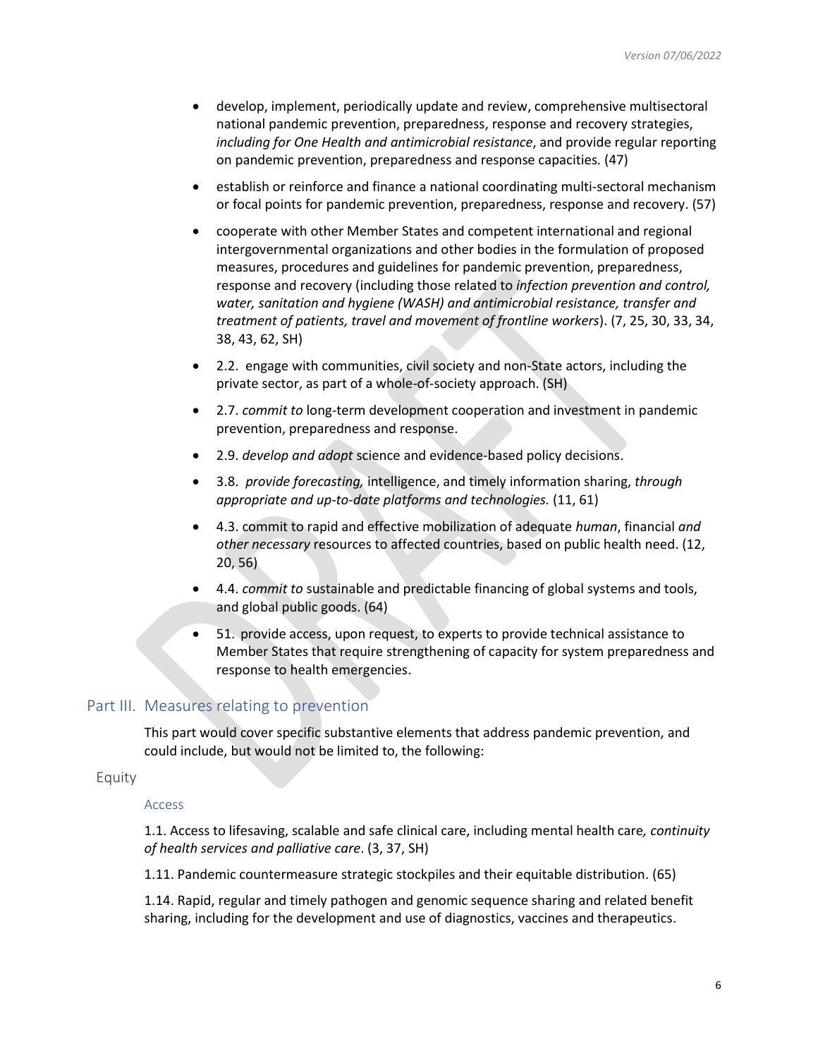- develop, implement, periodically update and review, comprehensive multisectoral national pandemic prevention, preparedness, response and recovery strategies, *including for One Health and antimicrobial resistance*, and provide regular reporting on pandemic prevention, preparedness and response capacities*.* (47)
- establish or reinforce and finance a national coordinating multi-sectoral mechanism or focal points for pandemic prevention, preparedness, response and recovery. (57)
- cooperate with other Member States and competent international and regional intergovernmental organizations and other bodies in the formulation of proposed measures, procedures and guidelines for pandemic prevention, preparedness, response and recovery (including those related to *infection prevention and control, water, sanitation and hygiene (WASH) and antimicrobial resistance, transfer and treatment of patients, travel and movement of frontline workers*). (7, 25, 30, 33, 34, 38, 43, 62, SH)
- 2.2. engage with communities, civil society and non-State actors, including the private sector, as part of a whole-of-society approach. (SH)
- 2.7. *commit to* long-term development cooperation and investment in pandemic prevention, preparedness and response.
- 2.9. *develop and adopt* science and evidence-based policy decisions.
- 3.8. *provide forecasting,* intelligence, and timely information sharing, *through appropriate and up-to-date platforms and technologies.* (11, 61)
- 4.3. commit to rapid and effective mobilization of adequate *human*, financial *and other necessary* resources to affected countries, based on public health need. (12, 20, 56)
- 4.4. *commit to* sustainable and predictable financing of global systems and tools, and global public goods. (64)
- 51. provide access, upon request, to experts to provide technical assistance to Member States that require strengthening of capacity for system preparedness and response to health emergencies.

## Part III. Measures relating to prevention

This part would cover specific substantive elements that address pandemic prevention, and could include, but would not be limited to, the following:

### Equity

#### Access

1.1. Access to lifesaving, scalable and safe clinical care, including mental health care*, continuity of health services and palliative care*. (3, 37, SH)

1.11. Pandemic countermeasure strategic stockpiles and their equitable distribution. (65)

1.14. Rapid, regular and timely pathogen and genomic sequence sharing and related benefit sharing, including for the development and use of diagnostics, vaccines and therapeutics.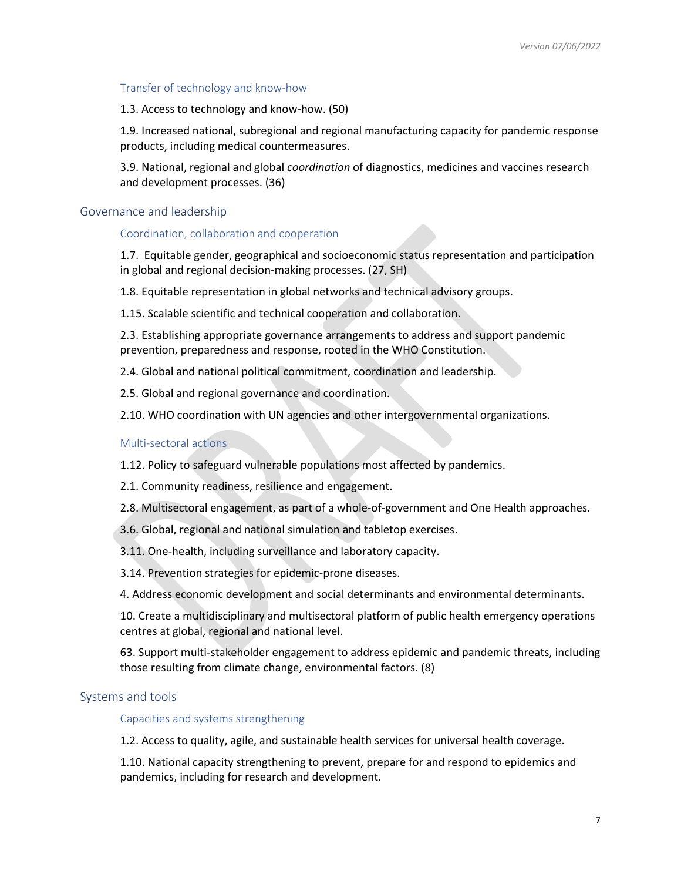### Transfer of technology and know-how

1.3. Access to technology and know-how. (50)

1.9. Increased national, subregional and regional manufacturing capacity for pandemic response products, including medical countermeasures.

3.9. National, regional and global *coordination* of diagnostics, medicines and vaccines research and development processes. (36)

## Governance and leadership

### Coordination, collaboration and cooperation

1.7. Equitable gender, geographical and socioeconomic status representation and participation in global and regional decision-making processes. (27, SH)

1.8. Equitable representation in global networks and technical advisory groups.

1.15. Scalable scientific and technical cooperation and collaboration.

2.3. Establishing appropriate governance arrangements to address and support pandemic prevention, preparedness and response, rooted in the WHO Constitution.

2.4. Global and national political commitment, coordination and leadership.

2.5. Global and regional governance and coordination.

2.10. WHO coordination with UN agencies and other intergovernmental organizations.

### Multi-sectoral actions

1.12. Policy to safeguard vulnerable populations most affected by pandemics.

2.1. Community readiness, resilience and engagement.

2.8. Multisectoral engagement, as part of a whole-of-government and One Health approaches.

3.6. Global, regional and national simulation and tabletop exercises.

3.11. One-health, including surveillance and laboratory capacity.

3.14. Prevention strategies for epidemic-prone diseases.

4. Address economic development and social determinants and environmental determinants.

10. Create a multidisciplinary and multisectoral platform of public health emergency operations centres at global, regional and national level.

63. Support multi-stakeholder engagement to address epidemic and pandemic threats, including those resulting from climate change, environmental factors. (8)

## Systems and tools

### Capacities and systems strengthening

1.2. Access to quality, agile, and sustainable health services for universal health coverage.

1.10. National capacity strengthening to prevent, prepare for and respond to epidemics and pandemics, including for research and development.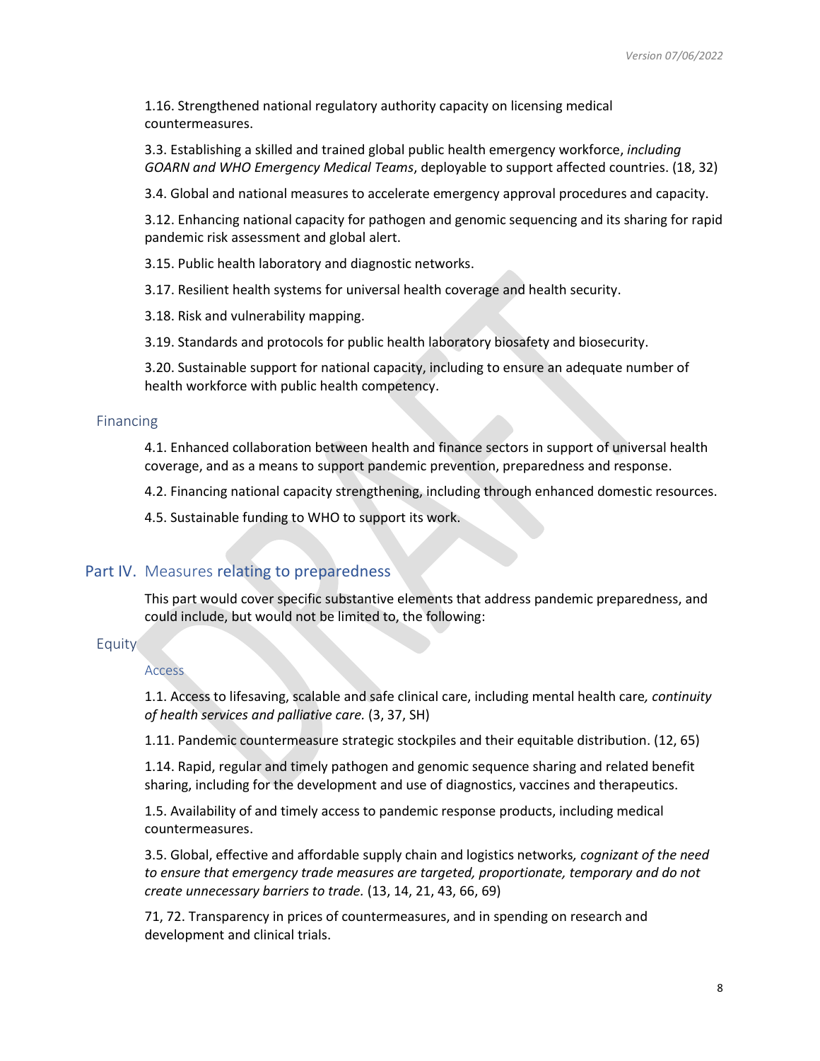1.16. Strengthened national regulatory authority capacity on licensing medical countermeasures.

3.3. Establishing a skilled and trained global public health emergency workforce, *including GOARN and WHO Emergency Medical Teams*, deployable to support affected countries. (18, 32)

3.4. Global and national measures to accelerate emergency approval procedures and capacity.

3.12. Enhancing national capacity for pathogen and genomic sequencing and its sharing for rapid pandemic risk assessment and global alert.

3.15. Public health laboratory and diagnostic networks.

3.17. Resilient health systems for universal health coverage and health security.

3.18. Risk and vulnerability mapping.

3.19. Standards and protocols for public health laboratory biosafety and biosecurity.

3.20. Sustainable support for national capacity, including to ensure an adequate number of health workforce with public health competency.

### Financing

4.1. Enhanced collaboration between health and finance sectors in support of universal health coverage, and as a means to support pandemic prevention, preparedness and response.

4.2. Financing national capacity strengthening, including through enhanced domestic resources.

4.5. Sustainable funding to WHO to support its work.

## Part IV. Measures relating to preparedness

This part would cover specific substantive elements that address pandemic preparedness, and could include, but would not be limited to, the following:

### Equity

#### Access

1.1. Access to lifesaving, scalable and safe clinical care, including mental health care*, continuity of health services and palliative care.* (3, 37, SH)

1.11. Pandemic countermeasure strategic stockpiles and their equitable distribution. (12, 65)

1.14. Rapid, regular and timely pathogen and genomic sequence sharing and related benefit sharing, including for the development and use of diagnostics, vaccines and therapeutics.

1.5. Availability of and timely access to pandemic response products, including medical countermeasures.

3.5. Global, effective and affordable supply chain and logistics networks*, cognizant of the need to ensure that emergency trade measures are targeted, proportionate, temporary and do not create unnecessary barriers to trade.* (13, 14, 21, 43, 66, 69)

71, 72. Transparency in prices of countermeasures, and in spending on research and development and clinical trials.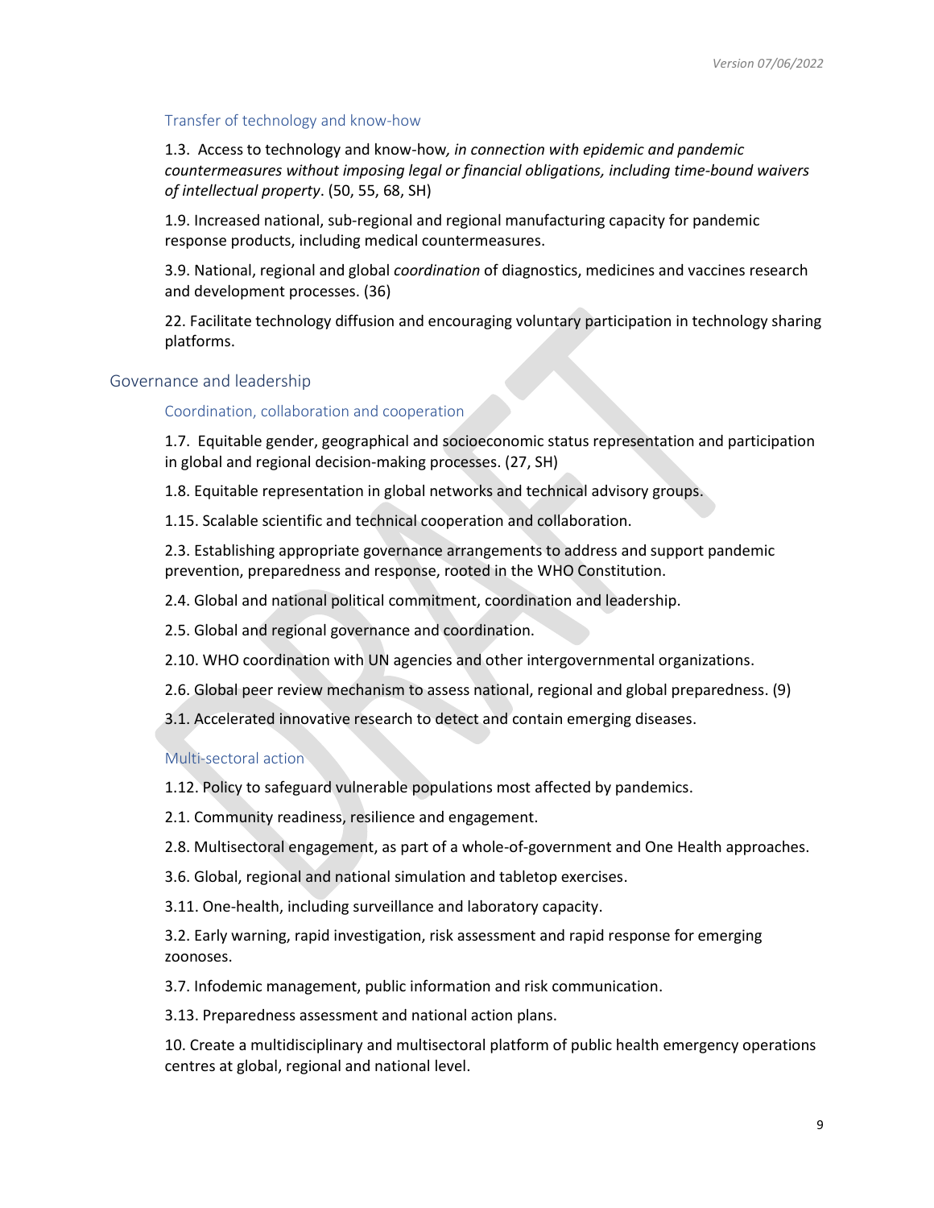#### Transfer of technology and know-how

1.3. Access to technology and know-how*, in connection with epidemic and pandemic countermeasures without imposing legal or financial obligations, including time-bound waivers of intellectual property*. (50, 55, 68, SH)

1.9. Increased national, sub-regional and regional manufacturing capacity for pandemic response products, including medical countermeasures.

3.9. National, regional and global *coordination* of diagnostics, medicines and vaccines research and development processes. (36)

22. Facilitate technology diffusion and encouraging voluntary participation in technology sharing platforms.

### Governance and leadership

#### Coordination, collaboration and cooperation

1.7. Equitable gender, geographical and socioeconomic status representation and participation in global and regional decision-making processes. (27, SH)

1.8. Equitable representation in global networks and technical advisory groups.

1.15. Scalable scientific and technical cooperation and collaboration.

2.3. Establishing appropriate governance arrangements to address and support pandemic prevention, preparedness and response, rooted in the WHO Constitution.

2.4. Global and national political commitment, coordination and leadership.

2.5. Global and regional governance and coordination.

2.10. WHO coordination with UN agencies and other intergovernmental organizations.

2.6. Global peer review mechanism to assess national, regional and global preparedness. (9)

3.1. Accelerated innovative research to detect and contain emerging diseases.

#### Multi-sectoral action

1.12. Policy to safeguard vulnerable populations most affected by pandemics.

2.1. Community readiness, resilience and engagement.

2.8. Multisectoral engagement, as part of a whole-of-government and One Health approaches.

3.6. Global, regional and national simulation and tabletop exercises.

3.11. One-health, including surveillance and laboratory capacity.

3.2. Early warning, rapid investigation, risk assessment and rapid response for emerging zoonoses.

3.7. Infodemic management, public information and risk communication.

3.13. Preparedness assessment and national action plans.

10. Create a multidisciplinary and multisectoral platform of public health emergency operations centres at global, regional and national level.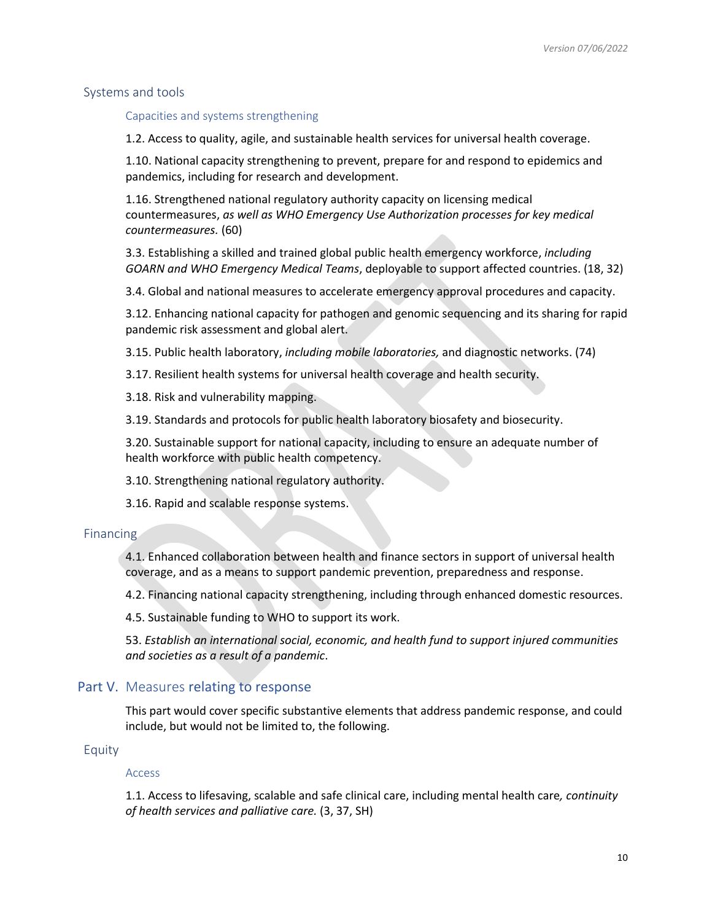## Systems and tools

### Capacities and systems strengthening

1.2. Access to quality, agile, and sustainable health services for universal health coverage.

1.10. National capacity strengthening to prevent, prepare for and respond to epidemics and pandemics, including for research and development.

1.16. Strengthened national regulatory authority capacity on licensing medical countermeasures, *as well as WHO Emergency Use Authorization processes for key medical countermeasures.* (60)

3.3. Establishing a skilled and trained global public health emergency workforce, *including GOARN and WHO Emergency Medical Teams*, deployable to support affected countries. (18, 32)

3.4. Global and national measures to accelerate emergency approval procedures and capacity.

3.12. Enhancing national capacity for pathogen and genomic sequencing and its sharing for rapid pandemic risk assessment and global alert.

3.15. Public health laboratory, *including mobile laboratories,* and diagnostic networks. (74)

3.17. Resilient health systems for universal health coverage and health security.

3.18. Risk and vulnerability mapping.

3.19. Standards and protocols for public health laboratory biosafety and biosecurity.

3.20. Sustainable support for national capacity, including to ensure an adequate number of health workforce with public health competency.

3.10. Strengthening national regulatory authority.

3.16. Rapid and scalable response systems.

## Financing

4.1. Enhanced collaboration between health and finance sectors in support of universal health coverage, and as a means to support pandemic prevention, preparedness and response.

4.2. Financing national capacity strengthening, including through enhanced domestic resources.

4.5. Sustainable funding to WHO to support its work.

53. *Establish an international social, economic, and health fund to support injured communities and societies as a result of a pandemic*.

# Part V. Measures relating to response

This part would cover specific substantive elements that address pandemic response, and could include, but would not be limited to, the following.

## Equity

### Access

1.1. Access to lifesaving, scalable and safe clinical care, including mental health care*, continuity of health services and palliative care.* (3, 37, SH)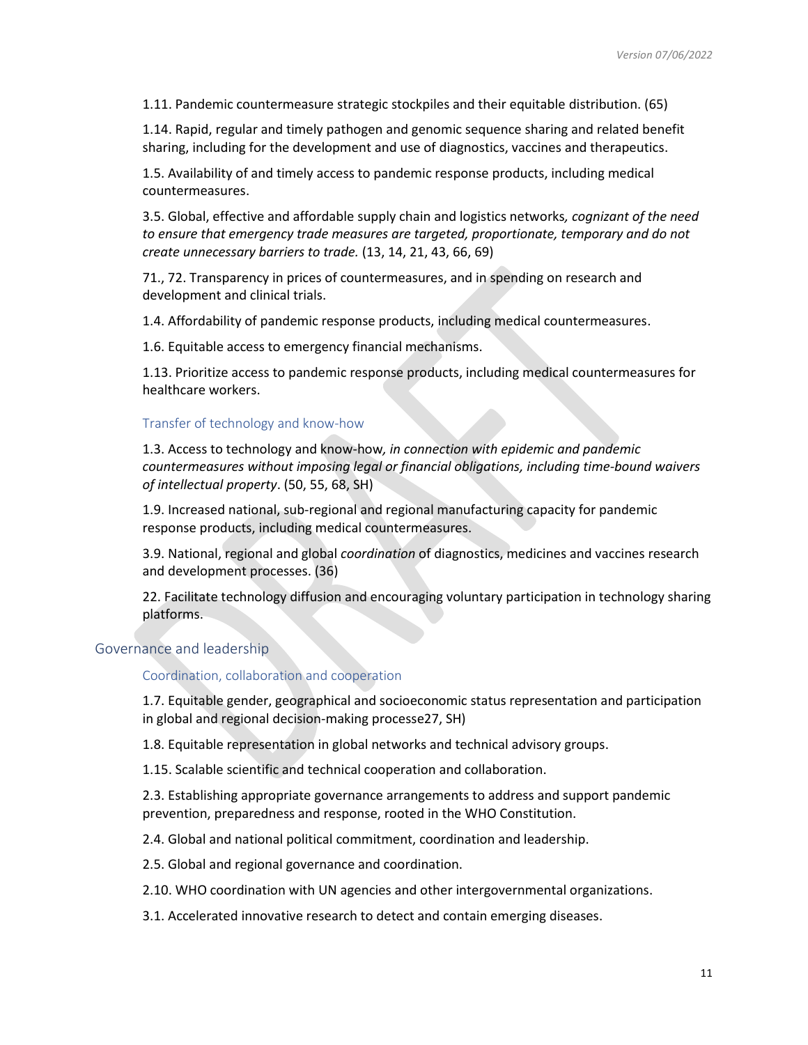1.11. Pandemic countermeasure strategic stockpiles and their equitable distribution. (65)

1.14. Rapid, regular and timely pathogen and genomic sequence sharing and related benefit sharing, including for the development and use of diagnostics, vaccines and therapeutics.

1.5. Availability of and timely access to pandemic response products, including medical countermeasures.

3.5. Global, effective and affordable supply chain and logistics networks*, cognizant of the need to ensure that emergency trade measures are targeted, proportionate, temporary and do not create unnecessary barriers to trade.* (13, 14, 21, 43, 66, 69)

71., 72. Transparency in prices of countermeasures, and in spending on research and development and clinical trials.

1.4. Affordability of pandemic response products, including medical countermeasures.

1.6. Equitable access to emergency financial mechanisms.

1.13. Prioritize access to pandemic response products, including medical countermeasures for healthcare workers.

### Transfer of technology and know-how

1.3. Access to technology and know-how*, in connection with epidemic and pandemic countermeasures without imposing legal or financial obligations, including time-bound waivers of intellectual property*. (50, 55, 68, SH)

1.9. Increased national, sub-regional and regional manufacturing capacity for pandemic response products, including medical countermeasures.

3.9. National, regional and global *coordination* of diagnostics, medicines and vaccines research and development processes. (36)

22. Facilitate technology diffusion and encouraging voluntary participation in technology sharing platforms.

## Governance and leadership

### Coordination, collaboration and cooperation

1.7. Equitable gender, geographical and socioeconomic status representation and participation in global and regional decision-making processe27, SH)

1.8. Equitable representation in global networks and technical advisory groups.

1.15. Scalable scientific and technical cooperation and collaboration.

2.3. Establishing appropriate governance arrangements to address and support pandemic prevention, preparedness and response, rooted in the WHO Constitution.

2.4. Global and national political commitment, coordination and leadership.

2.5. Global and regional governance and coordination.

2.10. WHO coordination with UN agencies and other intergovernmental organizations.

3.1. Accelerated innovative research to detect and contain emerging diseases.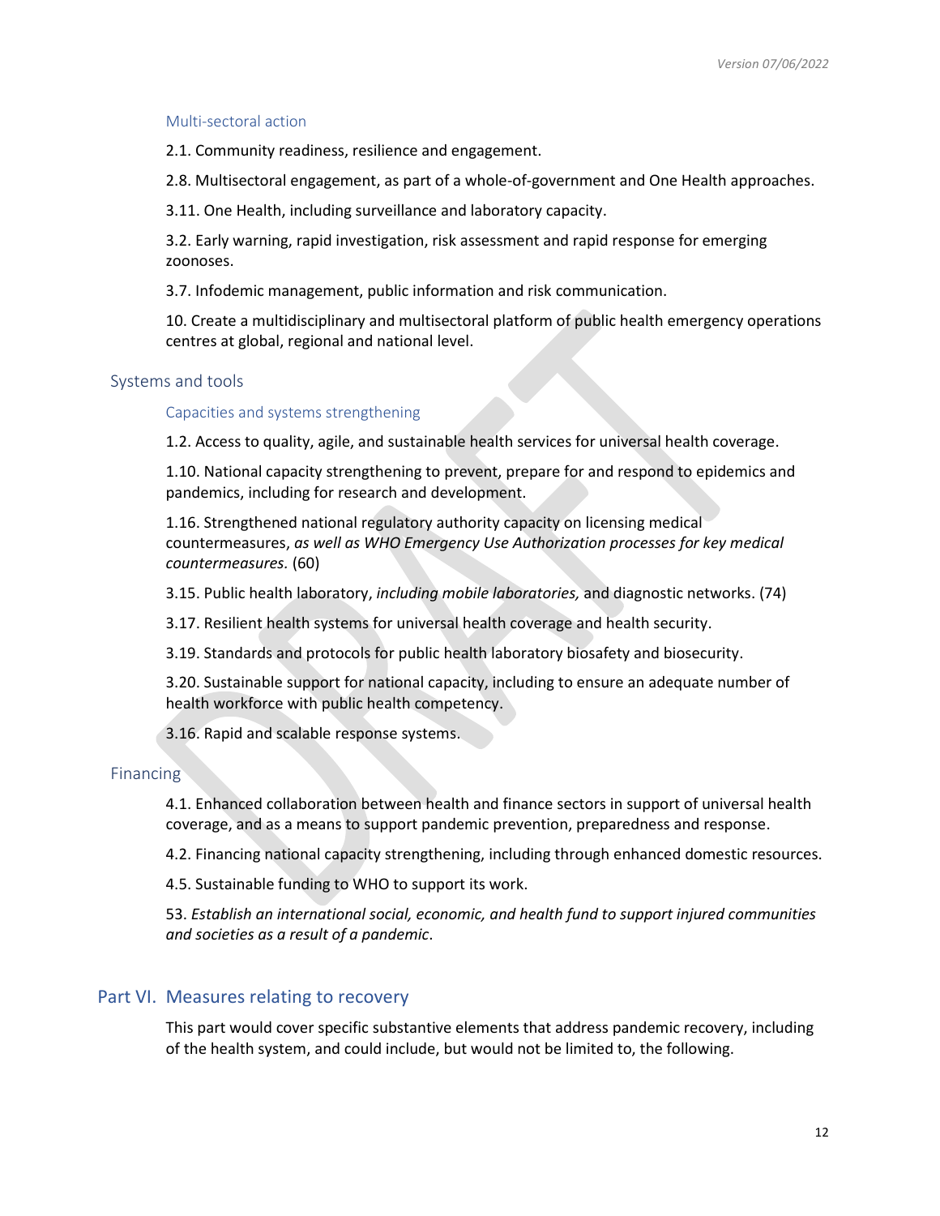#### Multi-sectoral action

2.1. Community readiness, resilience and engagement.

2.8. Multisectoral engagement, as part of a whole-of-government and One Health approaches.

3.11. One Health, including surveillance and laboratory capacity.

3.2. Early warning, rapid investigation, risk assessment and rapid response for emerging zoonoses.

3.7. Infodemic management, public information and risk communication.

10. Create a multidisciplinary and multisectoral platform of public health emergency operations centres at global, regional and national level.

### Systems and tools

#### Capacities and systems strengthening

1.2. Access to quality, agile, and sustainable health services for universal health coverage.

1.10. National capacity strengthening to prevent, prepare for and respond to epidemics and pandemics, including for research and development.

1.16. Strengthened national regulatory authority capacity on licensing medical countermeasures, *as well as WHO Emergency Use Authorization processes for key medical countermeasures.* (60)

3.15. Public health laboratory, *including mobile laboratories,* and diagnostic networks. (74)

3.17. Resilient health systems for universal health coverage and health security.

3.19. Standards and protocols for public health laboratory biosafety and biosecurity.

3.20. Sustainable support for national capacity, including to ensure an adequate number of health workforce with public health competency.

3.16. Rapid and scalable response systems.

### Financing

4.1. Enhanced collaboration between health and finance sectors in support of universal health coverage, and as a means to support pandemic prevention, preparedness and response.

4.2. Financing national capacity strengthening, including through enhanced domestic resources.

4.5. Sustainable funding to WHO to support its work.

53. *Establish an international social, economic, and health fund to support injured communities and societies as a result of a pandemic*.

## Part VI. Measures relating to recovery

This part would cover specific substantive elements that address pandemic recovery, including of the health system, and could include, but would not be limited to, the following.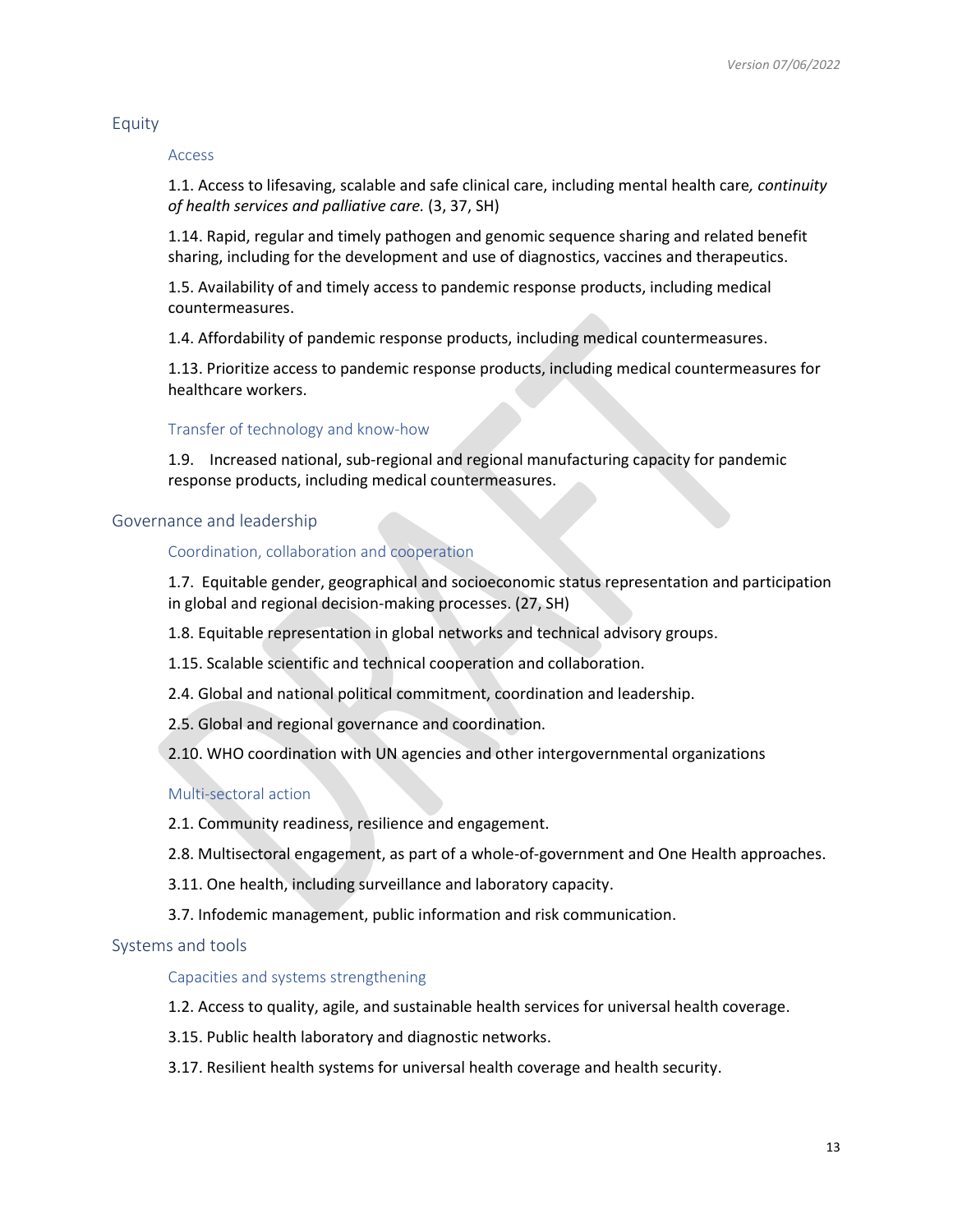## Equity

### Access

1.1. Access to lifesaving, scalable and safe clinical care, including mental health care*, continuity of health services and palliative care.* (3, 37, SH)

1.14. Rapid, regular and timely pathogen and genomic sequence sharing and related benefit sharing, including for the development and use of diagnostics, vaccines and therapeutics.

1.5. Availability of and timely access to pandemic response products, including medical countermeasures.

1.4. Affordability of pandemic response products, including medical countermeasures.

1.13. Prioritize access to pandemic response products, including medical countermeasures for healthcare workers.

### Transfer of technology and know-how

1.9. Increased national, sub-regional and regional manufacturing capacity for pandemic response products, including medical countermeasures.

## Governance and leadership

### Coordination, collaboration and cooperation

1.7. Equitable gender, geographical and socioeconomic status representation and participation in global and regional decision-making processes. (27, SH)

1.8. Equitable representation in global networks and technical advisory groups.

1.15. Scalable scientific and technical cooperation and collaboration.

2.4. Global and national political commitment, coordination and leadership.

2.5. Global and regional governance and coordination.

2.10. WHO coordination with UN agencies and other intergovernmental organizations

### Multi-sectoral action

2.1. Community readiness, resilience and engagement.

2.8. Multisectoral engagement, as part of a whole-of-government and One Health approaches.

3.11. One health, including surveillance and laboratory capacity.

3.7. Infodemic management, public information and risk communication.

## Systems and tools

### Capacities and systems strengthening

1.2. Access to quality, agile, and sustainable health services for universal health coverage.

3.15. Public health laboratory and diagnostic networks.

3.17. Resilient health systems for universal health coverage and health security.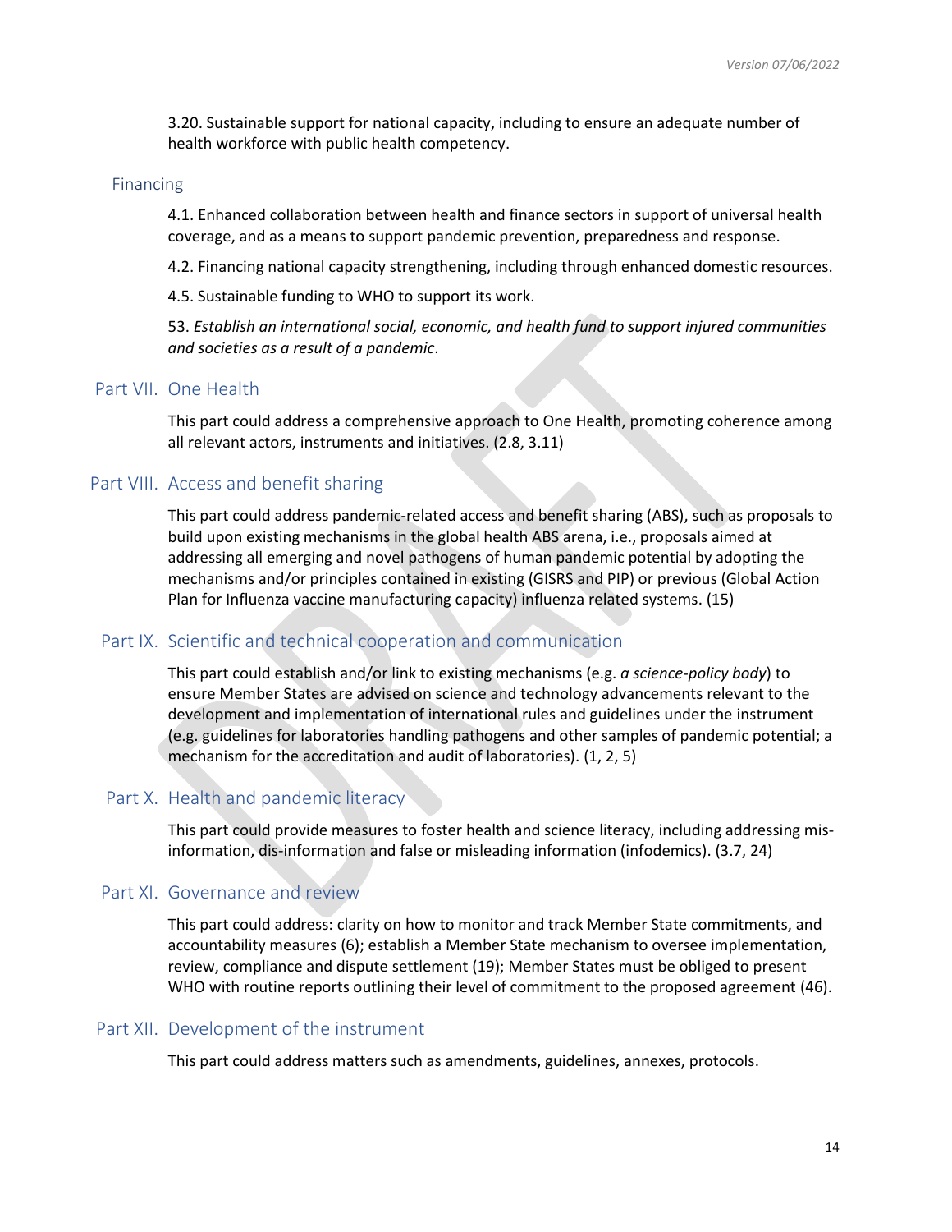3.20. Sustainable support for national capacity, including to ensure an adequate number of health workforce with public health competency.

### Financing

4.1. Enhanced collaboration between health and finance sectors in support of universal health coverage, and as a means to support pandemic prevention, preparedness and response.

4.2. Financing national capacity strengthening, including through enhanced domestic resources.

4.5. Sustainable funding to WHO to support its work.

53. *Establish an international social, economic, and health fund to support injured communities and societies as a result of a pandemic*.

## Part VII. One Health

This part could address a comprehensive approach to One Health, promoting coherence among all relevant actors, instruments and initiatives. (2.8, 3.11)

## Part VIII. Access and benefit sharing

This part could address pandemic-related access and benefit sharing (ABS), such as proposals to build upon existing mechanisms in the global health ABS arena, i.e., proposals aimed at addressing all emerging and novel pathogens of human pandemic potential by adopting the mechanisms and/or principles contained in existing (GISRS and PIP) or previous (Global Action Plan for Influenza vaccine manufacturing capacity) influenza related systems. (15)

## Part IX. Scientific and technical cooperation and communication

This part could establish and/or link to existing mechanisms (e.g. *a science-policy body*) to ensure Member States are advised on science and technology advancements relevant to the development and implementation of international rules and guidelines under the instrument (e.g. guidelines for laboratories handling pathogens and other samples of pandemic potential; a mechanism for the accreditation and audit of laboratories). (1, 2, 5)

## Part X. Health and pandemic literacy

This part could provide measures to foster health and science literacy, including addressing mis-information, dis-information and false or misleading information (infodemics). (3.7, 24)

## Part XI. Governance and review

This part could address: clarity on how to monitor and track Member State commitments, and accountability measures (6); establish a Member State mechanism to oversee implementation, review, compliance and dispute settlement (19); Member States must be obliged to present WHO with routine reports outlining their level of commitment to the proposed agreement (46).

## Part XII. Development of the instrument

This part could address matters such as amendments, guidelines, annexes, protocols.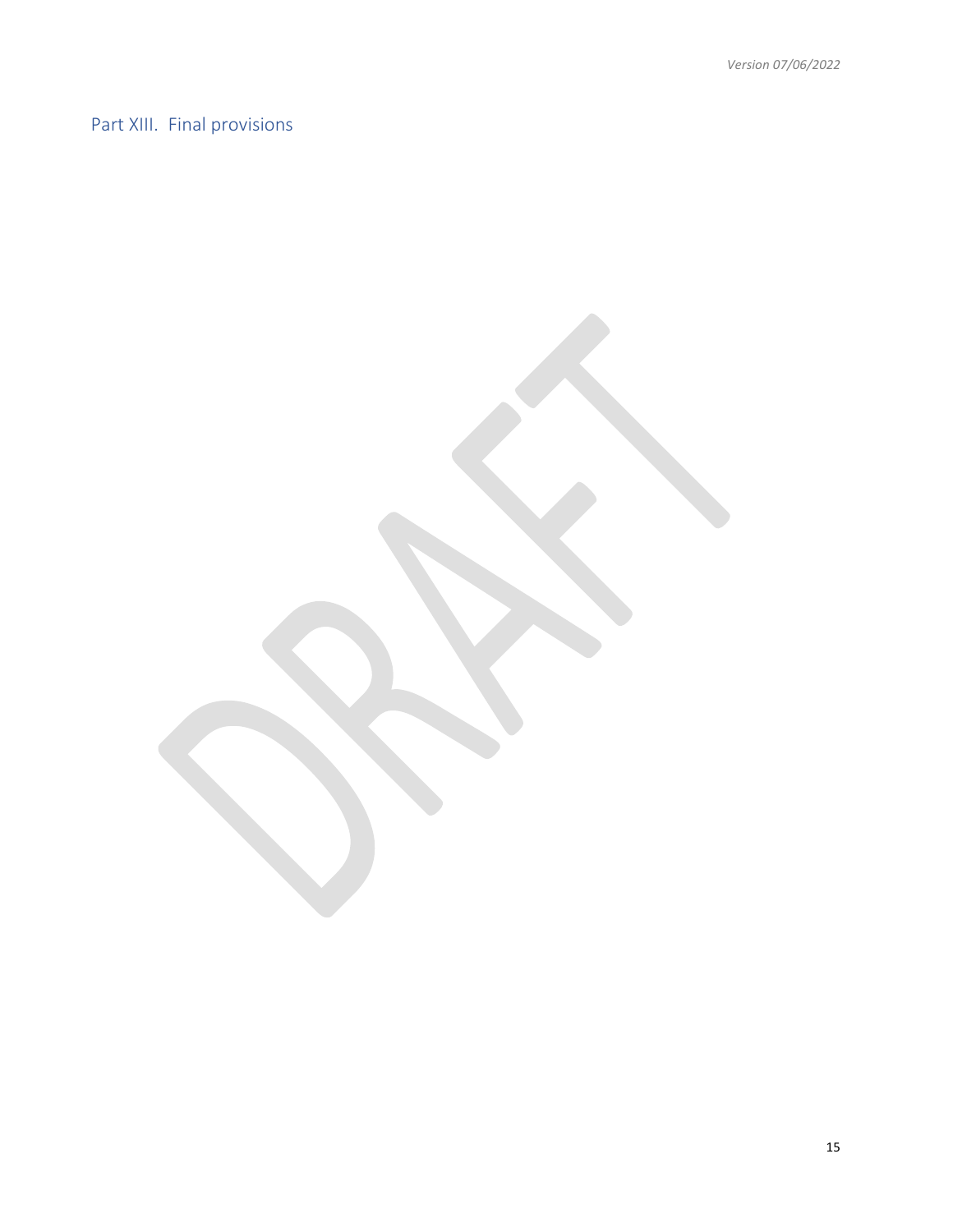## Part XIII. Final provisions